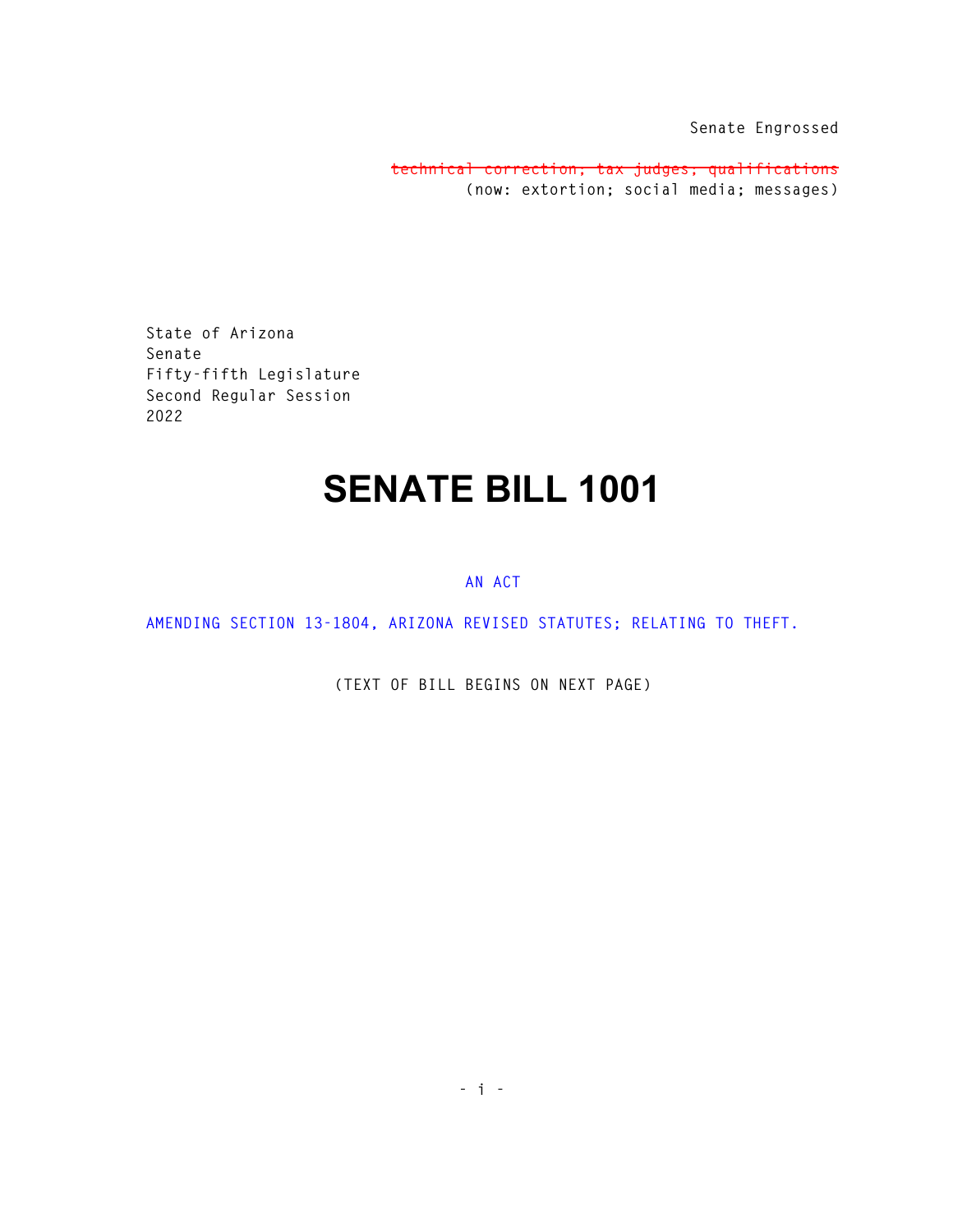Senate Engrossed

~~technical correction; tax judges; qualifications~~
(now: extortion; social media; messages)

State of Arizona
Senate
Fifty-fifth Legislature
Second Regular Session
2022

# SENATE BILL 1001

AN ACT

AMENDING SECTION 13-1804, ARIZONA REVISED STATUTES; RELATING TO THEFT.

(TEXT OF BILL BEGINS ON NEXT PAGE)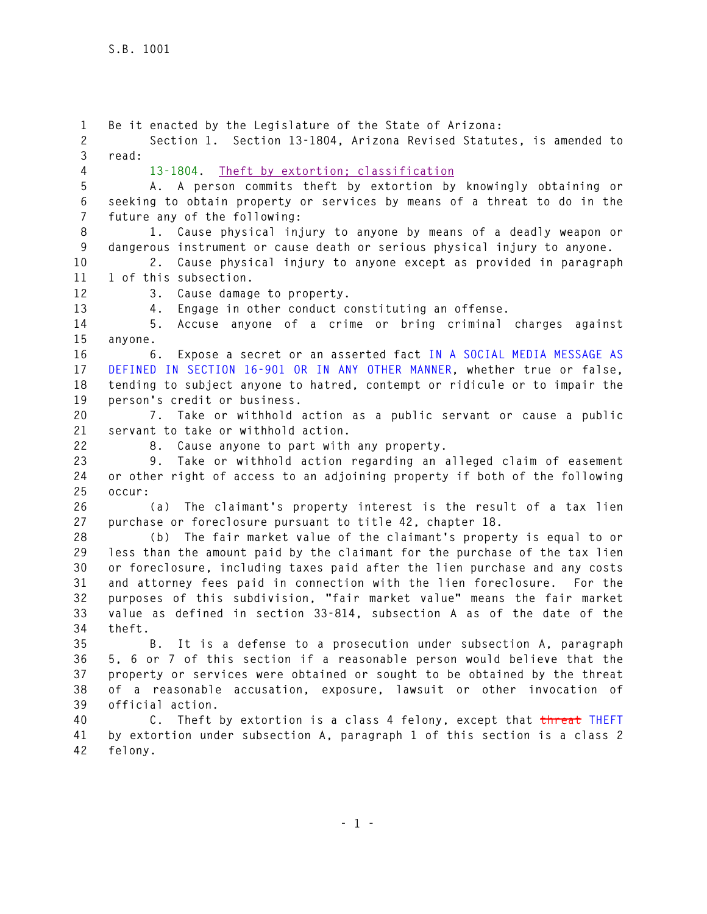Be it enacted by the Legislature of the State of Arizona:

Section 1. Section 13-1804, Arizona Revised Statutes, is amended to read:

13-1804. Theft by extortion; classification

A. A person commits theft by extortion by knowingly obtaining or seeking to obtain property or services by means of a threat to do in the future any of the following:

1. Cause physical injury to anyone by means of a deadly weapon or dangerous instrument or cause death or serious physical injury to anyone.

2. Cause physical injury to anyone except as provided in paragraph 1 of this subsection.

3. Cause damage to property.

4. Engage in other conduct constituting an offense.

5. Accuse anyone of a crime or bring criminal charges against anyone.

6. Expose a secret or an asserted fact IN A SOCIAL MEDIA MESSAGE AS DEFINED IN SECTION 16-901 OR IN ANY OTHER MANNER, whether true or false, tending to subject anyone to hatred, contempt or ridicule or to impair the person's credit or business.

7. Take or withhold action as a public servant or cause a public servant to take or withhold action.

8. Cause anyone to part with any property.

9. Take or withhold action regarding an alleged claim of easement or other right of access to an adjoining property if both of the following occur:

(a) The claimant's property interest is the result of a tax lien purchase or foreclosure pursuant to title 42, chapter 18.

(b) The fair market value of the claimant's property is equal to or less than the amount paid by the claimant for the purchase of the tax lien or foreclosure, including taxes paid after the lien purchase and any costs and attorney fees paid in connection with the lien foreclosure. For the purposes of this subdivision, "fair market value" means the fair market value as defined in section 33-814, subsection A as of the date of the theft.

B. It is a defense to a prosecution under subsection A, paragraph 5, 6 or 7 of this section if a reasonable person would believe that the property or services were obtained or sought to be obtained by the threat of a reasonable accusation, exposure, lawsuit or other invocation of official action.

C. Theft by extortion is a class 4 felony, except that ~~threat~~ THEFT by extortion under subsection A, paragraph 1 of this section is a class 2 felony.